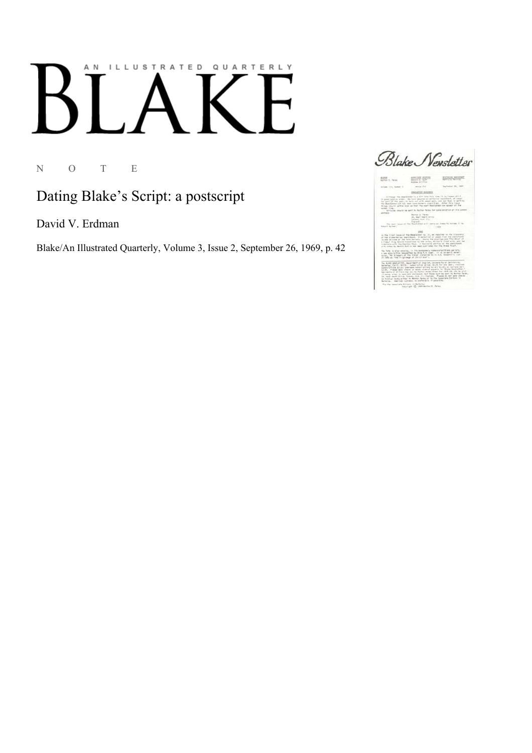AN ILLUSTRATED QUARTERLY

# BLAKE

N O T E

## Dating Blake's Script: a postscript

David V. Erdman

Blake/An Illustrated Quarterly, Volume 3, Issue 2, September 26, 1969, p. 42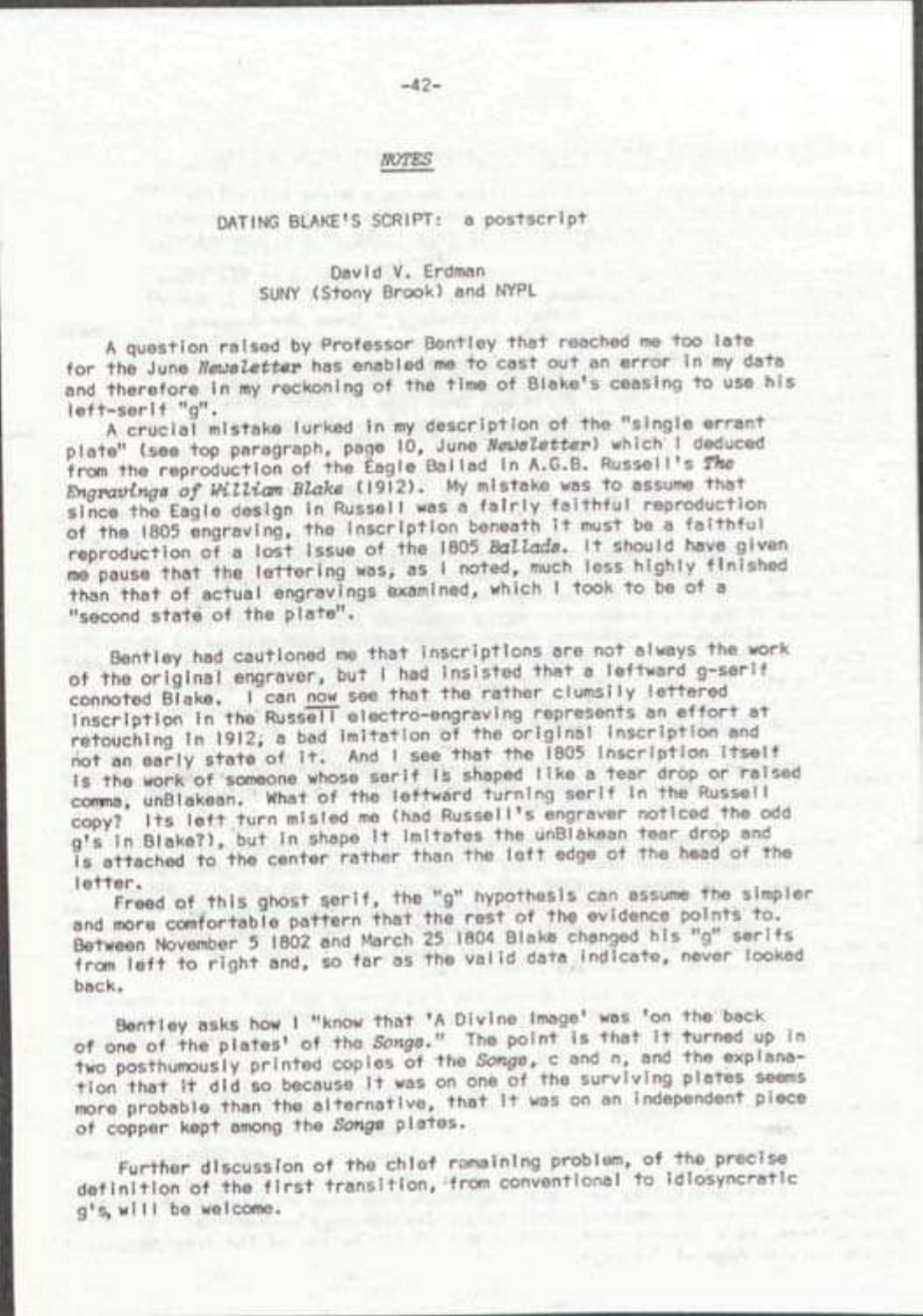## NOTES

### DATING BLAKE'S SCRIPT: a postscript

David V. Erdman
SUNY (Stony Brook) and NYPL

A question raised by Professor Bentley that reached me too late for the June *Newsletter* has enabled me to cast out an error in my data and therefore in my reckoning of the time of Blake's ceasing to use his left-serif "g".

A crucial mistake lurked in my description of the "single errant plate" (see top paragraph, page 10, June *Newsletter*) which I deduced from the reproduction of the Eagle Ballad in A.G.B. Russell's *The Engravings of William Blake* (1912). My mistake was to assume that since the Eagle design in Russell was a fairly faithful reproduction of the 1805 engraving, the inscription beneath it must be a faithful reproduction of a lost issue of the 1805 *Ballads*. It should have given me pause that the lettering was, as I noted, much less highly finished than that of actual engravings examined, which I took to be of a "second state of the plate".

Bentley had cautioned me that inscriptions are not always the work of the original engraver, but I had insisted that a leftward g-serif connoted Blake. I can now see that the rather clumsily lettered inscription in the Russell electro-engraving represents an effort at retouching in 1912, a bad imitation of the original inscription and not an early state of it. And I see that the 1805 inscription itself is the work of someone whose serif is shaped like a tear drop or raised comma, unBlakean. What of the leftward turning serif in the Russell copy? Its left turn misled me (had Russell's engraver noticed the odd g's in Blake?), but in shape it imitates the unBlakean tear drop and is attached to the center rather than the left edge of the head of the letter.

Freed of this ghost serif, the "g" hypothesis can assume the simpler and more comfortable pattern that the rest of the evidence points to. Between November 5 1802 and March 25 1804 Blake changed his "g" serifs from left to right and, so far as the valid data indicate, never looked back.

Bentley asks how I "know that 'A Divine Image' was 'on the back of one of the plates' of the *Songs*." The point is that it turned up in two posthumously printed copies of the *Songs*, c and n, and the explanation that it did so because it was on one of the surviving plates seems more probable than the alternative, that it was on an independent piece of copper kept among the *Songs* plates.

Further discussion of the chief remaining problem, of the precise definition of the first transition, from conventional to idiosyncratic g's, will be welcome.